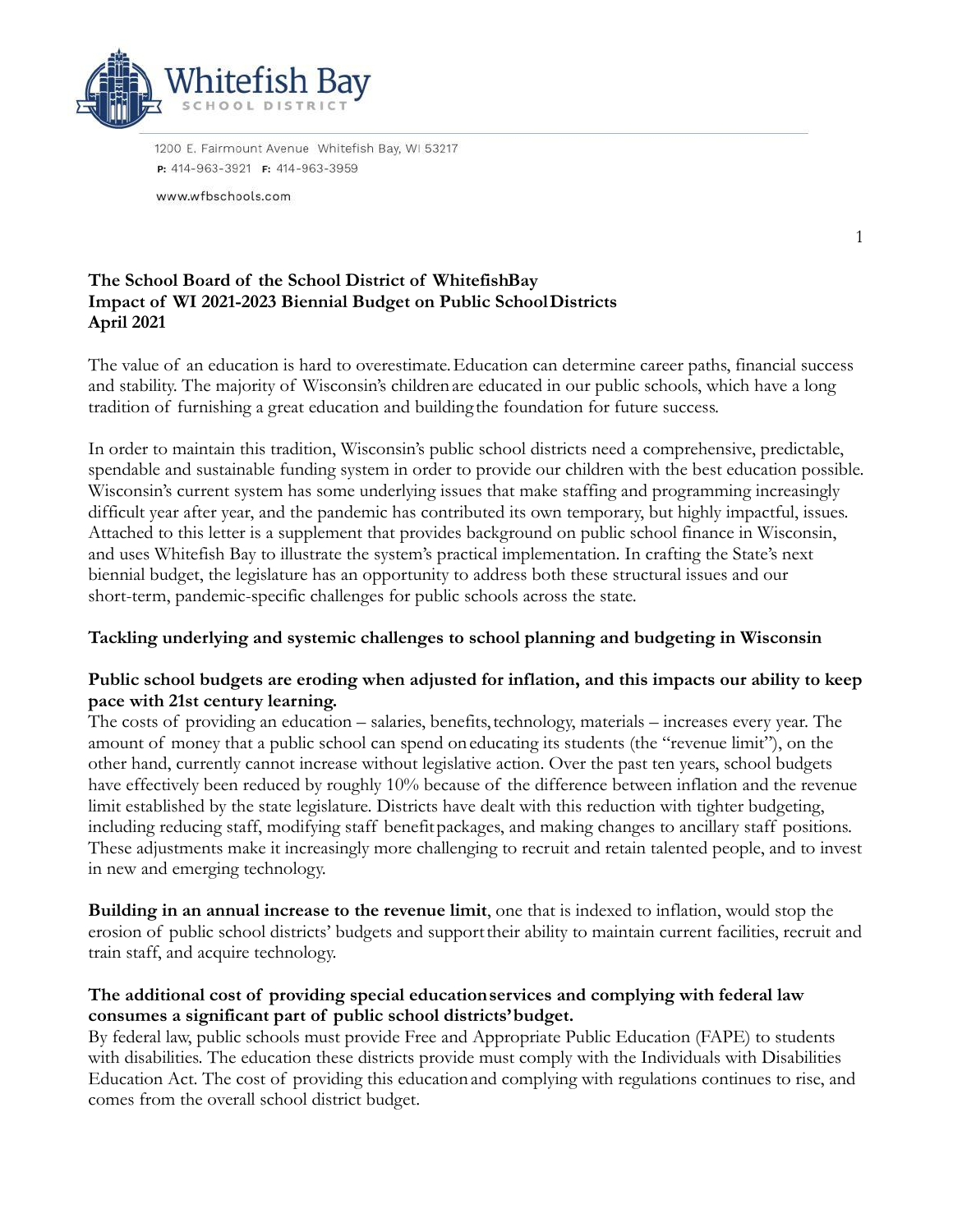Whitefish Bay
SCHOOL DISTRICT

1200 E. Fairmount Avenue Whitefish Bay, WI 53217
**P:** 414-963-3921 **F:** 414-963-3959

www.wfbschools.com

**The School Board of the School District of WhitefishBay**
**Impact of WI 2021-2023 Biennial Budget on Public SchoolDistricts**
**April 2021**

The value of an education is hard to overestimate. Education can determine career paths, financial success and stability. The majority of Wisconsin's children are educated in our public schools, which have a long tradition of furnishing a great education and building the foundation for future success.

In order to maintain this tradition, Wisconsin's public school districts need a comprehensive, predictable, spendable and sustainable funding system in order to provide our children with the best education possible. Wisconsin's current system has some underlying issues that make staffing and programming increasingly difficult year after year, and the pandemic has contributed its own temporary, but highly impactful, issues. Attached to this letter is a supplement that provides background on public school finance in Wisconsin, and uses Whitefish Bay to illustrate the system's practical implementation. In crafting the State's next biennial budget, the legislature has an opportunity to address both these structural issues and our short-term, pandemic-specific challenges for public schools across the state.

**Tackling underlying and systemic challenges to school planning and budgeting in Wisconsin**

**Public school budgets are eroding when adjusted for inflation, and this impacts our ability to keep pace with 21st century learning.**

The costs of providing an education – salaries, benefits, technology, materials – increases every year. The amount of money that a public school can spend on educating its students (the "revenue limit"), on the other hand, currently cannot increase without legislative action. Over the past ten years, school budgets have effectively been reduced by roughly 10% because of the difference between inflation and the revenue limit established by the state legislature. Districts have dealt with this reduction with tighter budgeting, including reducing staff, modifying staff benefit packages, and making changes to ancillary staff positions. These adjustments make it increasingly more challenging to recruit and retain talented people, and to invest in new and emerging technology.

**Building in an annual increase to the revenue limit**, one that is indexed to inflation, would stop the erosion of public school districts' budgets and support their ability to maintain current facilities, recruit and train staff, and acquire technology.

**The additional cost of providing special education services and complying with federal law consumes a significant part of public school districts' budget.**

By federal law, public schools must provide Free and Appropriate Public Education (FAPE) to students with disabilities. The education these districts provide must comply with the Individuals with Disabilities Education Act. The cost of providing this education and complying with regulations continues to rise, and comes from the overall school district budget.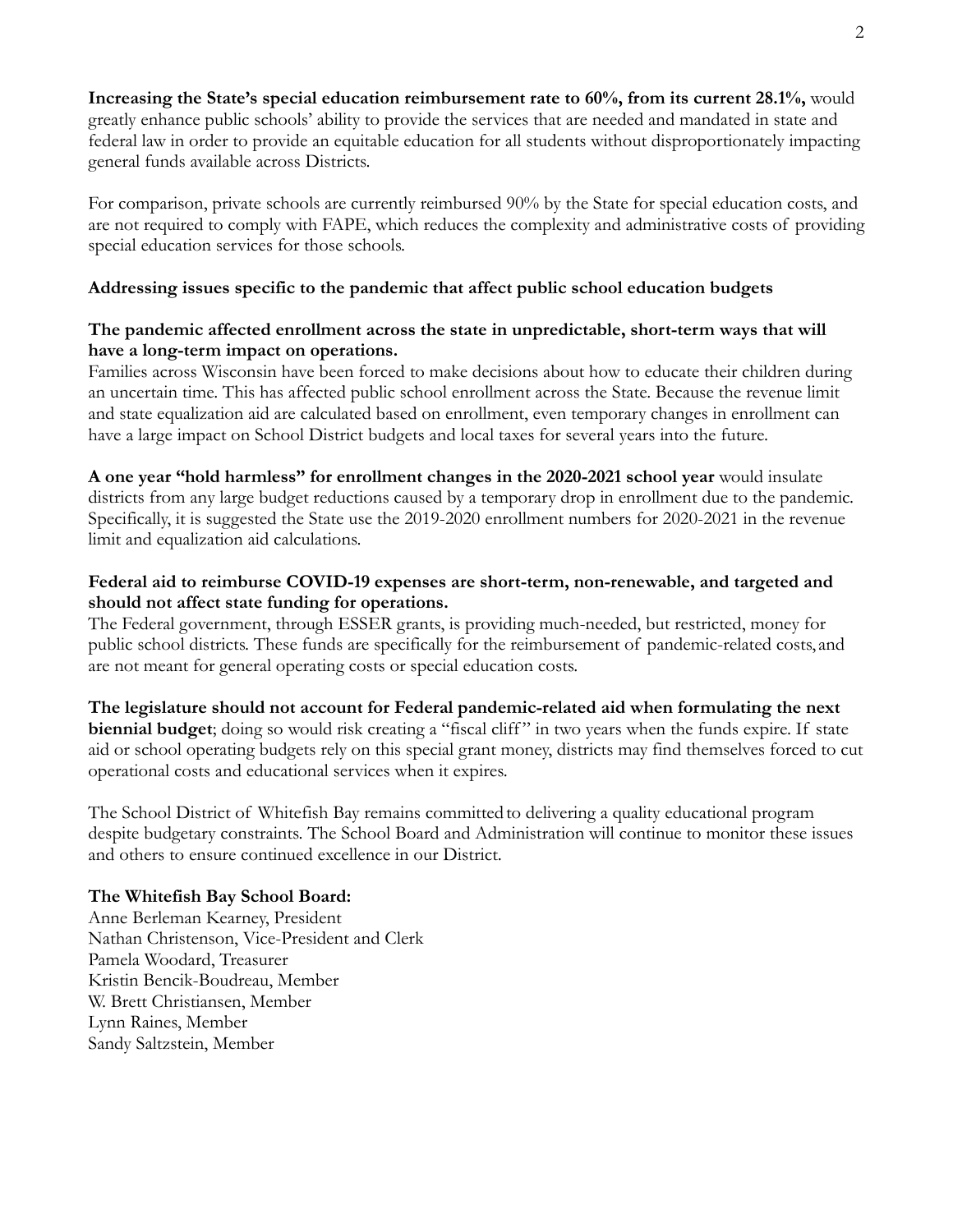**Increasing the State's special education reimbursement rate to 60%, from its current 28.1%,** would greatly enhance public schools' ability to provide the services that are needed and mandated in state and federal law in order to provide an equitable education for all students without disproportionately impacting general funds available across Districts.

For comparison, private schools are currently reimbursed 90% by the State for special education costs, and are not required to comply with FAPE, which reduces the complexity and administrative costs of providing special education services for those schools.

**Addressing issues specific to the pandemic that affect public school education budgets**

**The pandemic affected enrollment across the state in unpredictable, short-term ways that will have a long-term impact on operations.**
Families across Wisconsin have been forced to make decisions about how to educate their children during an uncertain time. This has affected public school enrollment across the State. Because the revenue limit and state equalization aid are calculated based on enrollment, even temporary changes in enrollment can have a large impact on School District budgets and local taxes for several years into the future.

**A one year "hold harmless" for enrollment changes in the 2020-2021 school year** would insulate districts from any large budget reductions caused by a temporary drop in enrollment due to the pandemic. Specifically, it is suggested the State use the 2019-2020 enrollment numbers for 2020-2021 in the revenue limit and equalization aid calculations.

**Federal aid to reimburse COVID-19 expenses are short-term, non-renewable, and targeted and should not affect state funding for operations.**
The Federal government, through ESSER grants, is providing much-needed, but restricted, money for public school districts. These funds are specifically for the reimbursement of pandemic-related costs, and are not meant for general operating costs or special education costs.

**The legislature should not account for Federal pandemic-related aid when formulating the next biennial budget**; doing so would risk creating a "fiscal cliff" in two years when the funds expire. If state aid or school operating budgets rely on this special grant money, districts may find themselves forced to cut operational costs and educational services when it expires.

The School District of Whitefish Bay remains committed to delivering a quality educational program despite budgetary constraints. The School Board and Administration will continue to monitor these issues and others to ensure continued excellence in our District.

**The Whitefish Bay School Board:**
Anne Berleman Kearney, President
Nathan Christenson, Vice-President and Clerk
Pamela Woodard, Treasurer
Kristin Bencik-Boudreau, Member
W. Brett Christiansen, Member
Lynn Raines, Member
Sandy Saltzstein, Member